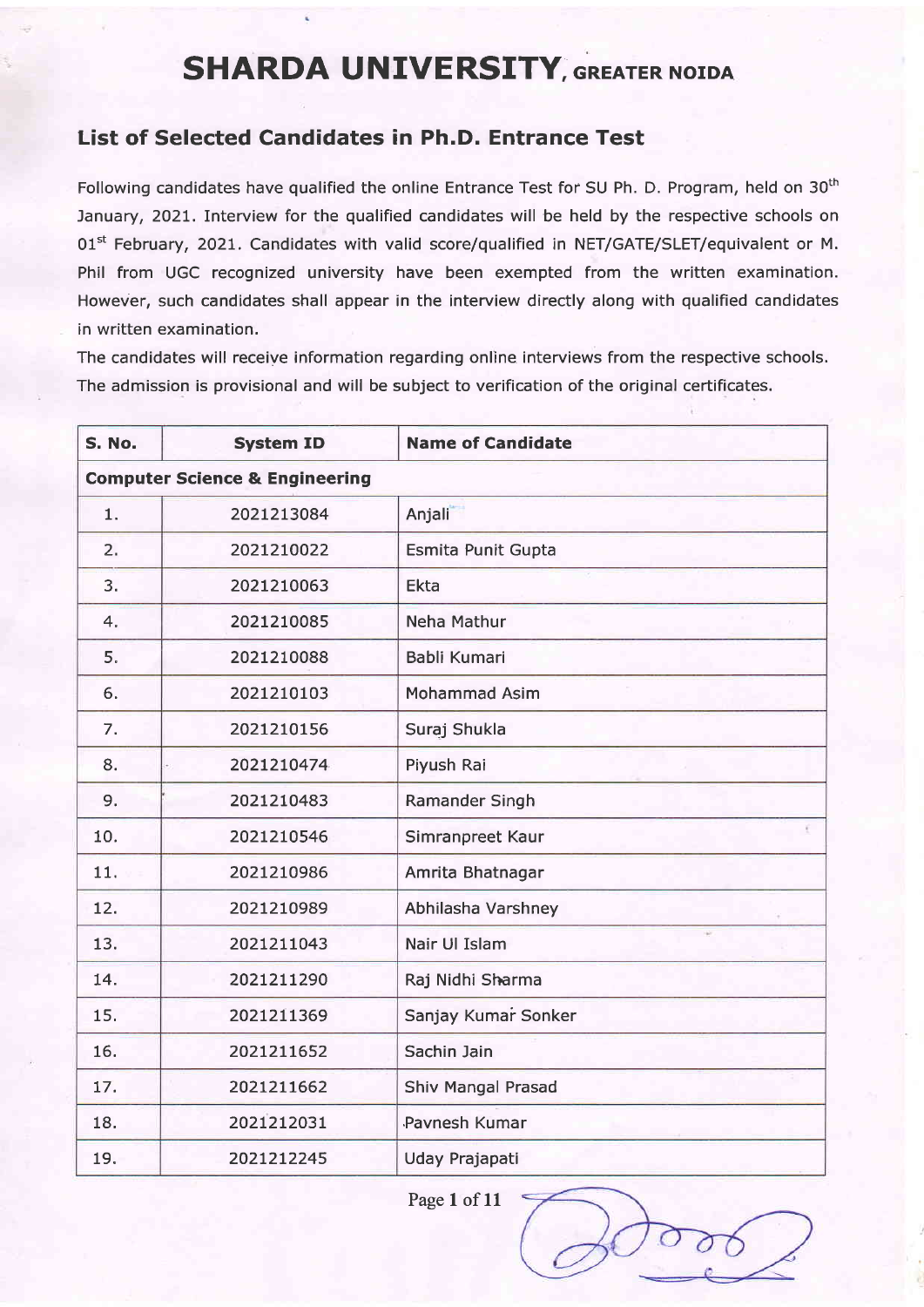# SHARDA UNIVERSITY, GREATER NOIDA

## List of Selected Candidates in Ph.D. Entrance Test

Following candidates have qualified the online Entrance Test for SU Ph. D. Program, held on 30th January, 2021. Interview for the qualified candidates will be held by the respective schools on 01st February, 2021. Candidates with valid score/qualified in NET/GATE/SLET/equivalent or M. Phil from UGC recognized university have been exempted from the written examination. However, such candidates shall appear in the interview directly along with qualified candidates in written examination.

The candidates will receive information regarding online interviews from the respective schools. The admission is provisional and will be subject to verification of the original certificates.

| S. No. | System ID | Name of Candidate |
|---|---|---|
| **Computer Science & Engineering** | | |
| 1. | 2021213084 | Anjali |
| 2. | 2021210022 | Esmita Punit Gupta |
| 3. | 2021210063 | Ekta |
| 4. | 2021210085 | Neha Mathur |
| 5. | 2021210088 | Babli Kumari |
| 6. | 2021210103 | Mohammad Asim |
| 7. | 2021210156 | Suraj Shukla |
| 8. | 2021210474 | Piyush Rai |
| 9. | 2021210483 | Ramander Singh |
| 10. | 2021210546 | Simranpreet Kaur |
| 11. | 2021210986 | Amrita Bhatnagar |
| 12. | 2021210989 | Abhilasha Varshney |
| 13. | 2021211043 | Nair Ul Islam |
| 14. | 2021211290 | Raj Nidhi Sharma |
| 15. | 2021211369 | Sanjay Kumar Sonker |
| 16. | 2021211652 | Sachin Jain |
| 17. | 2021211662 | Shiv Mangal Prasad |
| 18. | 2021212031 | Pavnesh Kumar |
| 19. | 2021212245 | Uday Prajapati |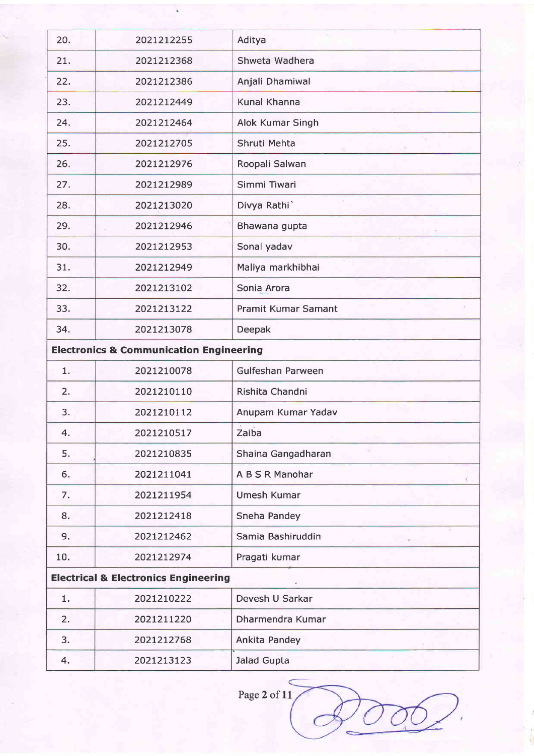| 20. | 2021212255 | Aditya |
|---|---|---|
| 21. | 2021212368 | Shweta Wadhera |
| 22. | 2021212386 | Anjali Dhamiwal |
| 23. | 2021212449 | Kunal Khanna |
| 24. | 2021212464 | Alok Kumar Singh |
| 25. | 2021212705 | Shruti Mehta |
| 26. | 2021212976 | Roopali Salwan |
| 27. | 2021212989 | Simmi Tiwari |
| 28. | 2021213020 | Divya Rathi` |
| 29. | 2021212946 | Bhawana gupta |
| 30. | 2021212953 | Sonal yadav |
| 31. | 2021212949 | Maliya markhibhai |
| 32. | 2021213102 | Sonia Arora |
| 33. | 2021213122 | Pramit Kumar Samant |
| 34. | 2021213078 | Deepak |
| **Electronics & Communication Engineering** | | |
| 1. | 2021210078 | Gulfeshan Parween |
| 2. | 2021210110 | Rishita Chandni |
| 3. | 2021210112 | Anupam Kumar Yadav |
| 4. | 2021210517 | Zaiba |
| 5. | 2021210835 | Shaina Gangadharan |
| 6. | 2021211041 | A B S R Manohar |
| 7. | 2021211954 | Umesh Kumar |
| 8. | 2021212418 | Sneha Pandey |
| 9. | 2021212462 | Samia Bashiruddin |
| 10. | 2021212974 | Pragati kumar |
| **Electrical & Electronics Engineering** | | |
| 1. | 2021210222 | Devesh U Sarkar |
| 2. | 2021211220 | Dharmendra Kumar |
| 3. | 2021212768 | Ankita Pandey |
| 4. | 2021213123 | Jalad Gupta |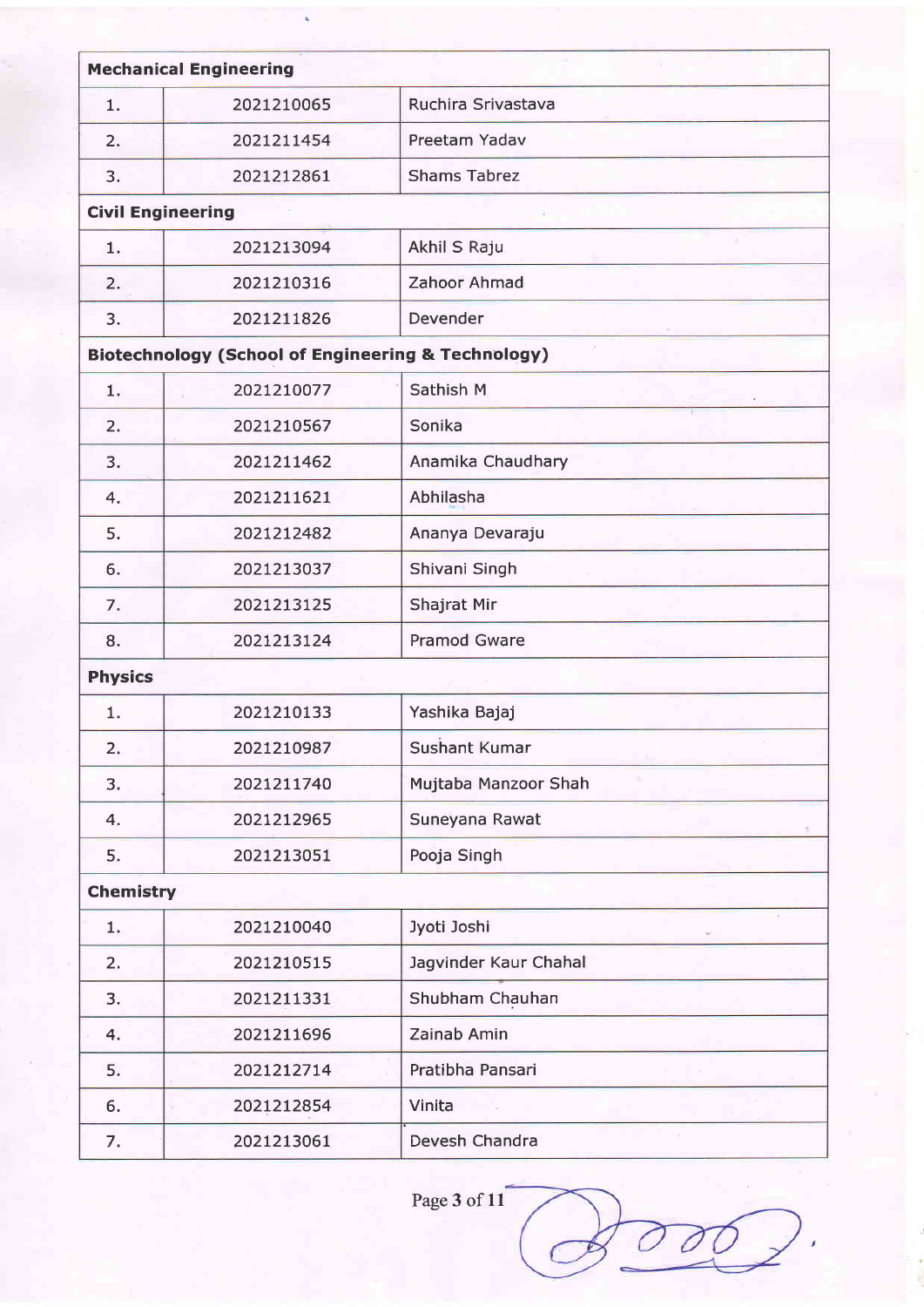| Mechanical Engineering | | |
|---|---|---|
| 1. | 2021210065 | Ruchira Srivastava |
| 2. | 2021211454 | Preetam Yadav |
| 3. | 2021212861 | Shams Tabrez |
| **Civil Engineering** | | |
| 1. | 2021213094 | Akhil S Raju |
| 2. | 2021210316 | Zahoor Ahmad |
| 3. | 2021211826 | Devender |
| **Biotechnology (School of Engineering & Technology)** | | |
| 1. | 2021210077 | Sathish M |
| 2. | 2021210567 | Sonika |
| 3. | 2021211462 | Anamika Chaudhary |
| 4. | 2021211621 | Abhilasha |
| 5. | 2021212482 | Ananya Devaraju |
| 6. | 2021213037 | Shivani Singh |
| 7. | 2021213125 | Shajrat Mir |
| 8. | 2021213124 | Pramod Gware |
| **Physics** | | |
| 1. | 2021210133 | Yashika Bajaj |
| 2. | 2021210987 | Sushant Kumar |
| 3. | 2021211740 | Mujtaba Manzoor Shah |
| 4. | 2021212965 | Suneyana Rawat |
| 5. | 2021213051 | Pooja Singh |
| **Chemistry** | | |
| 1. | 2021210040 | Jyoti Joshi |
| 2. | 2021210515 | Jagvinder Kaur Chahal |
| 3. | 2021211331 | Shubham Chauhan |
| 4. | 2021211696 | Zainab Amin |
| 5. | 2021212714 | Pratibha Pansari |
| 6. | 2021212854 | Vinita |
| 7. | 2021213061 | Devesh Chandra |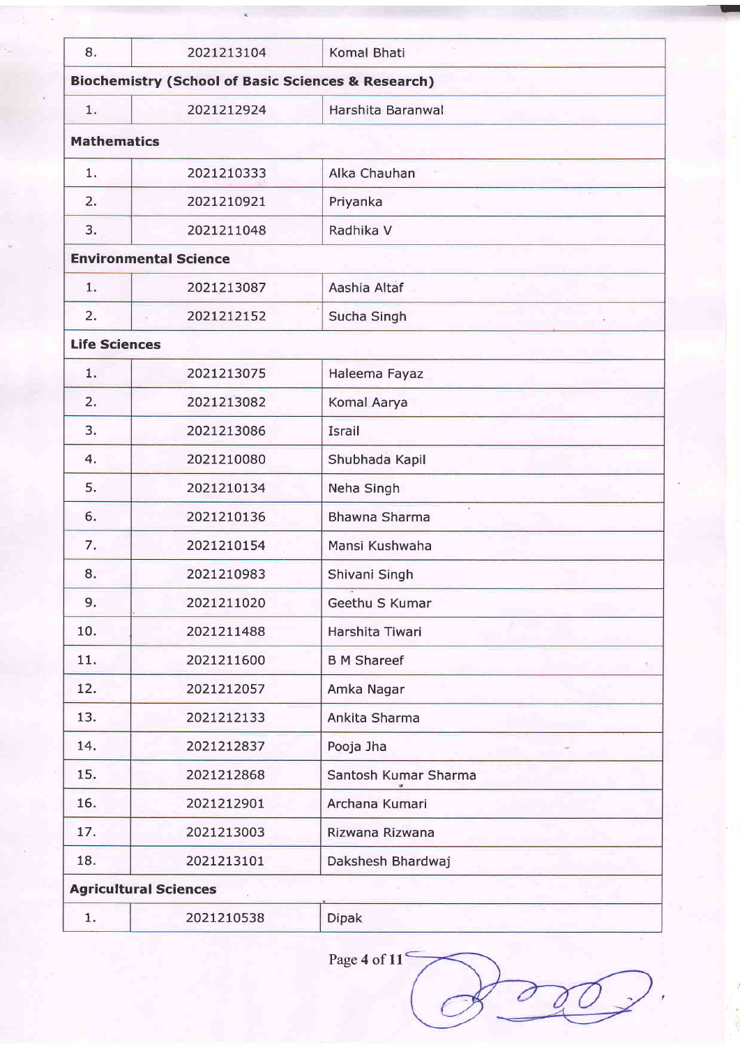| 8. | 2021213104 | Komal Bhati |
|---|---|---|
| **Biochemistry (School of Basic Sciences & Research)** | | |
| 1. | 2021212924 | Harshita Baranwal |
| **Mathematics** | | |
| 1. | 2021210333 | Alka Chauhan |
| 2. | 2021210921 | Priyanka |
| 3. | 2021211048 | Radhika V |
| **Environmental Science** | | |
| 1. | 2021213087 | Aashia Altaf |
| 2. | 2021212152 | Sucha Singh |
| **Life Sciences** | | |
| 1. | 2021213075 | Haleema Fayaz |
| 2. | 2021213082 | Komal Aarya |
| 3. | 2021213086 | Israil |
| 4. | 2021210080 | Shubhada Kapil |
| 5. | 2021210134 | Neha Singh |
| 6. | 2021210136 | Bhawna Sharma |
| 7. | 2021210154 | Mansi Kushwaha |
| 8. | 2021210983 | Shivani Singh |
| 9. | 2021211020 | Geethu S Kumar |
| 10. | 2021211488 | Harshita Tiwari |
| 11. | 2021211600 | B M Shareef |
| 12. | 2021212057 | Amka Nagar |
| 13. | 2021212133 | Ankita Sharma |
| 14. | 2021212837 | Pooja Jha |
| 15. | 2021212868 | Santosh Kumar Sharma |
| 16. | 2021212901 | Archana Kumari |
| 17. | 2021213003 | Rizwana Rizwana |
| 18. | 2021213101 | Dakshesh Bhardwaj |
| **Agricultural Sciences** | | |
| 1. | 2021210538 | Dipak |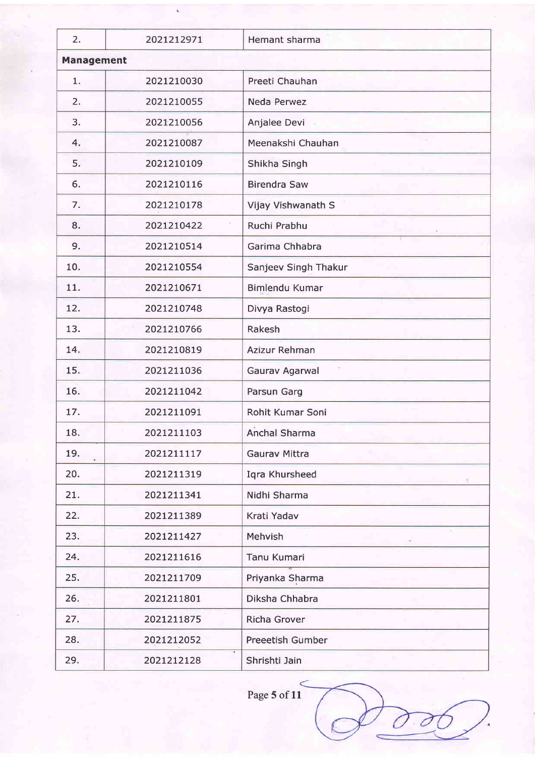| | | |
|---|---|---|
| 2. | 2021212971 | Hemant sharma |
| **Management** | | |
| 1. | 2021210030 | Preeti Chauhan |
| 2. | 2021210055 | Neda Perwez |
| 3. | 2021210056 | Anjalee Devi |
| 4. | 2021210087 | Meenakshi Chauhan |
| 5. | 2021210109 | Shikha Singh |
| 6. | 2021210116 | Birendra Saw |
| 7. | 2021210178 | Vijay Vishwanath S |
| 8. | 2021210422 | Ruchi Prabhu |
| 9. | 2021210514 | Garima Chhabra |
| 10. | 2021210554 | Sanjeev Singh Thakur |
| 11. | 2021210671 | Bimlendu Kumar |
| 12. | 2021210748 | Divya Rastogi |
| 13. | 2021210766 | Rakesh |
| 14. | 2021210819 | Azizur Rehman |
| 15. | 2021211036 | Gaurav Agarwal |
| 16. | 2021211042 | Parsun Garg |
| 17. | 2021211091 | Rohit Kumar Soni |
| 18. | 2021211103 | Anchal Sharma |
| 19. | 2021211117 | Gaurav Mittra |
| 20. | 2021211319 | Iqra Khursheed |
| 21. | 2021211341 | Nidhi Sharma |
| 22. | 2021211389 | Krati Yadav |
| 23. | 2021211427 | Mehvish |
| 24. | 2021211616 | Tanu Kumari |
| 25. | 2021211709 | Priyanka Sharma |
| 26. | 2021211801 | Diksha Chhabra |
| 27. | 2021211875 | Richa Grover |
| 28. | 2021212052 | Preeetish Gumber |
| 29. | 2021212128 | Shrishti Jain |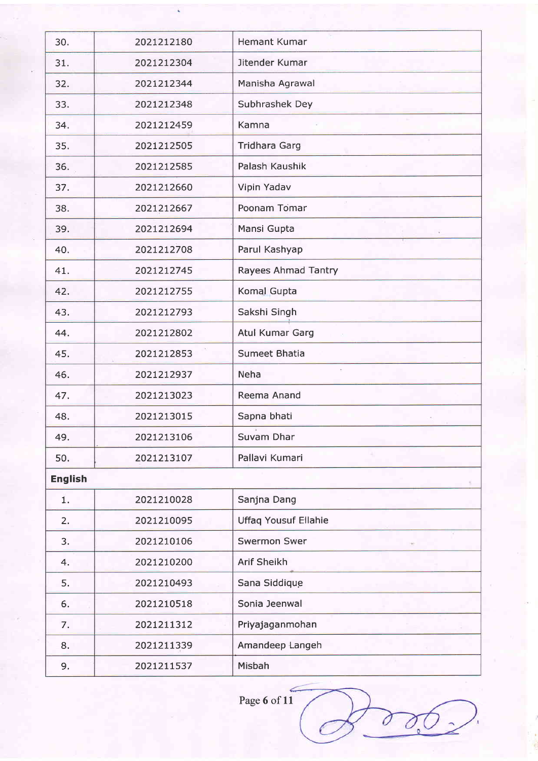| | | |
|---|---|---|
| 30. | 2021212180 | Hemant Kumar |
| 31. | 2021212304 | Jitender Kumar |
| 32. | 2021212344 | Manisha Agrawal |
| 33. | 2021212348 | Subhrashek Dey |
| 34. | 2021212459 | Kamna |
| 35. | 2021212505 | Tridhara Garg |
| 36. | 2021212585 | Palash Kaushik |
| 37. | 2021212660 | Vipin Yadav |
| 38. | 2021212667 | Poonam Tomar |
| 39. | 2021212694 | Mansi Gupta |
| 40. | 2021212708 | Parul Kashyap |
| 41. | 2021212745 | Rayees Ahmad Tantry |
| 42. | 2021212755 | Komal Gupta |
| 43. | 2021212793 | Sakshi Singh |
| 44. | 2021212802 | Atul Kumar Garg |
| 45. | 2021212853 | Sumeet Bhatia |
| 46. | 2021212937 | Neha |
| 47. | 2021213023 | Reema Anand |
| 48. | 2021213015 | Sapna bhati |
| 49. | 2021213106 | Suvam Dhar |
| 50. | 2021213107 | Pallavi Kumari |
| **English** | | |
| 1. | 2021210028 | Sanjna Dang |
| 2. | 2021210095 | Uffaq Yousuf Ellahie |
| 3. | 2021210106 | Swermon Swer |
| 4. | 2021210200 | Arif Sheikh |
| 5. | 2021210493 | Sana Siddique |
| 6. | 2021210518 | Sonia Jeenwal |
| 7. | 2021211312 | Priyajaganmohan |
| 8. | 2021211339 | Amandeep Langeh |
| 9. | 2021211537 | Misbah |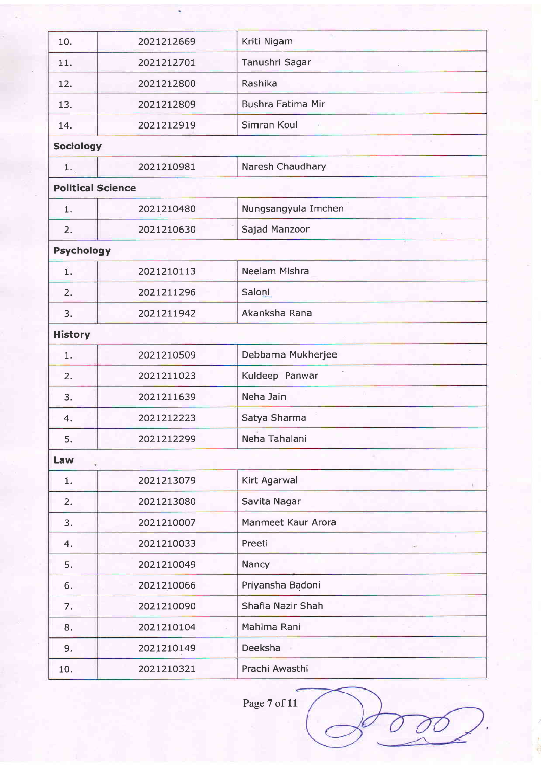| | | |
|---|---|---|
| 10. | 2021212669 | Kriti Nigam |
| 11. | 2021212701 | Tanushri Sagar |
| 12. | 2021212800 | Rashika |
| 13. | 2021212809 | Bushra Fatima Mir |
| 14. | 2021212919 | Simran Koul |
| **Sociology** | | |
| 1. | 2021210981 | Naresh Chaudhary |
| **Political Science** | | |
| 1. | 2021210480 | Nungsangyula Imchen |
| 2. | 2021210630 | Sajad Manzoor |
| **Psychology** | | |
| 1. | 2021210113 | Neelam Mishra |
| 2. | 2021211296 | Saloni |
| 3. | 2021211942 | Akanksha Rana |
| **History** | | |
| 1. | 2021210509 | Debbarna Mukherjee |
| 2. | 2021211023 | Kuldeep Panwar |
| 3. | 2021211639 | Neha Jain |
| 4. | 2021212223 | Satya Sharma |
| 5. | 2021212299 | Neha Tahalani |
| **Law** | | |
| 1. | 2021213079 | Kirt Agarwal |
| 2. | 2021213080 | Savita Nagar |
| 3. | 2021210007 | Manmeet Kaur Arora |
| 4. | 2021210033 | Preeti |
| 5. | 2021210049 | Nancy |
| 6. | 2021210066 | Priyansha Badoni |
| 7. | 2021210090 | Shafia Nazir Shah |
| 8. | 2021210104 | Mahima Rani |
| 9. | 2021210149 | Deeksha |
| 10. | 2021210321 | Prachi Awasthi |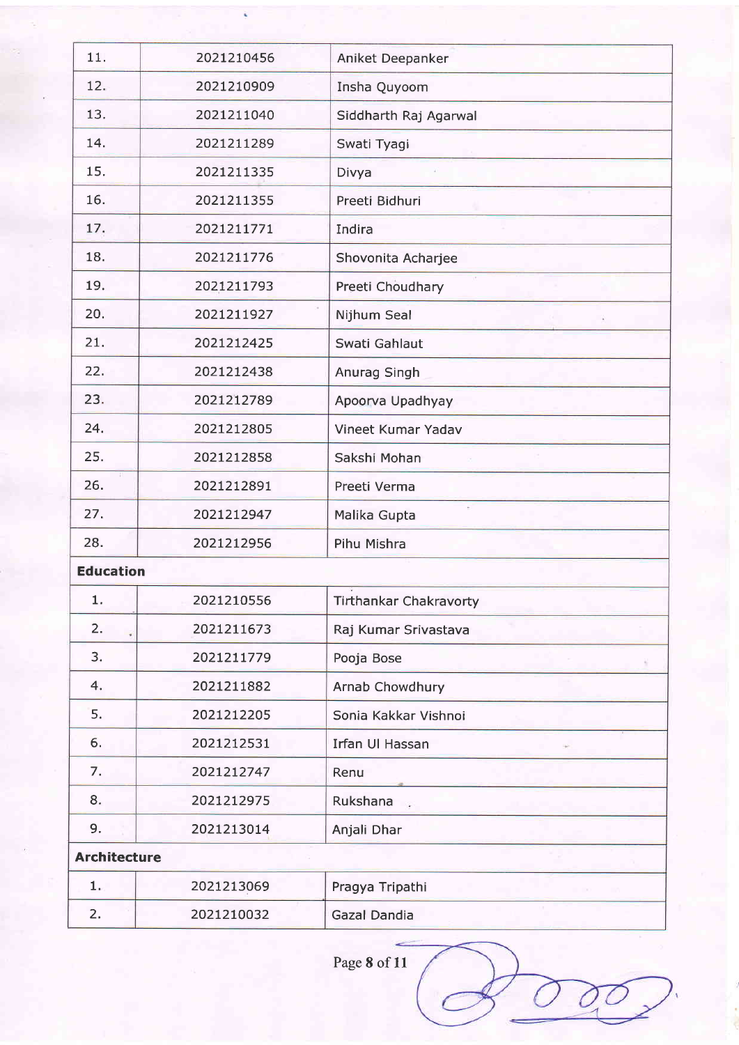| | | |
|---|---|---|
| 11. | 2021210456 | Aniket Deepanker |
| 12. | 2021210909 | Insha Quyoom |
| 13. | 2021211040 | Siddharth Raj Agarwal |
| 14. | 2021211289 | Swati Tyagi |
| 15. | 2021211335 | Divya |
| 16. | 2021211355 | Preeti Bidhuri |
| 17. | 2021211771 | Indira |
| 18. | 2021211776 | Shovonita Acharjee |
| 19. | 2021211793 | Preeti Choudhary |
| 20. | 2021211927 | Nijhum Seal |
| 21. | 2021212425 | Swati Gahlaut |
| 22. | 2021212438 | Anurag Singh |
| 23. | 2021212789 | Apoorva Upadhyay |
| 24. | 2021212805 | Vineet Kumar Yadav |
| 25. | 2021212858 | Sakshi Mohan |
| 26. | 2021212891 | Preeti Verma |
| 27. | 2021212947 | Malika Gupta |
| 28. | 2021212956 | Pihu Mishra |
| **Education** | | |
| 1. | 2021210556 | Tirthankar Chakravorty |
| 2. | 2021211673 | Raj Kumar Srivastava |
| 3. | 2021211779 | Pooja Bose |
| 4. | 2021211882 | Arnab Chowdhury |
| 5. | 2021212205 | Sonia Kakkar Vishnoi |
| 6. | 2021212531 | Irfan Ul Hassan |
| 7. | 2021212747 | Renu |
| 8. | 2021212975 | Rukshana |
| 9. | 2021213014 | Anjali Dhar |
| **Architecture** | | |
| 1. | 2021213069 | Pragya Tripathi |
| 2. | 2021210032 | Gazal Dandia |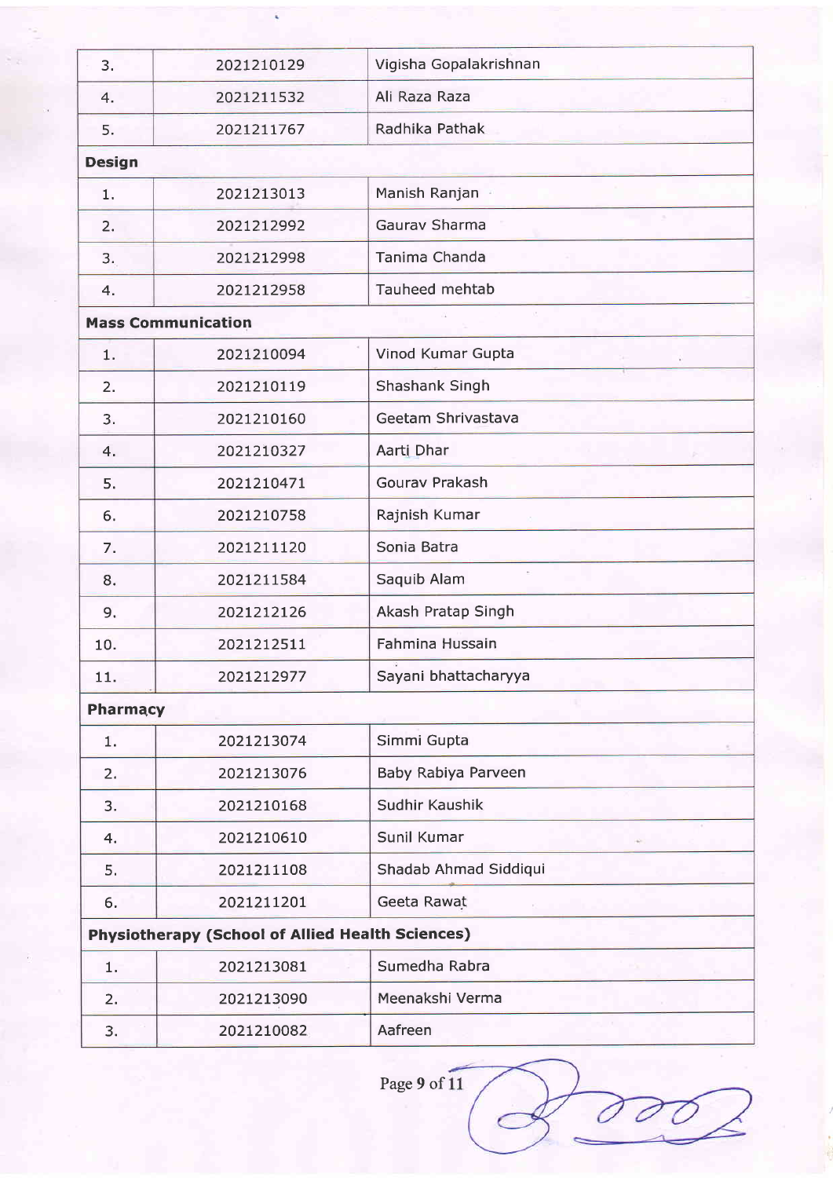| | | |
|---|---|---|
| 3. | 2021210129 | Vigisha Gopalakrishnan |
| 4. | 2021211532 | Ali Raza Raza |
| 5. | 2021211767 | Radhika Pathak |
| **Design** | | |
| 1. | 2021213013 | Manish Ranjan |
| 2. | 2021212992 | Gaurav Sharma |
| 3. | 2021212998 | Tanima Chanda |
| 4. | 2021212958 | Tauheed mehtab |
| **Mass Communication** | | |
| 1. | 2021210094 | Vinod Kumar Gupta |
| 2. | 2021210119 | Shashank Singh |
| 3. | 2021210160 | Geetam Shrivastava |
| 4. | 2021210327 | Aarti Dhar |
| 5. | 2021210471 | Gourav Prakash |
| 6. | 2021210758 | Rajnish Kumar |
| 7. | 2021211120 | Sonia Batra |
| 8. | 2021211584 | Saquib Alam |
| 9. | 2021212126 | Akash Pratap Singh |
| 10. | 2021212511 | Fahmina Hussain |
| 11. | 2021212977 | Sayani bhattacharyya |
| **Pharmacy** | | |
| 1. | 2021213074 | Simmi Gupta |
| 2. | 2021213076 | Baby Rabiya Parveen |
| 3. | 2021210168 | Sudhir Kaushik |
| 4. | 2021210610 | Sunil Kumar |
| 5. | 2021211108 | Shadab Ahmad Siddiqui |
| 6. | 2021211201 | Geeta Rawat |
| **Physiotherapy (School of Allied Health Sciences)** | | |
| 1. | 2021213081 | Sumedha Rabra |
| 2. | 2021213090 | Meenakshi Verma |
| 3. | 2021210082 | Aafreen |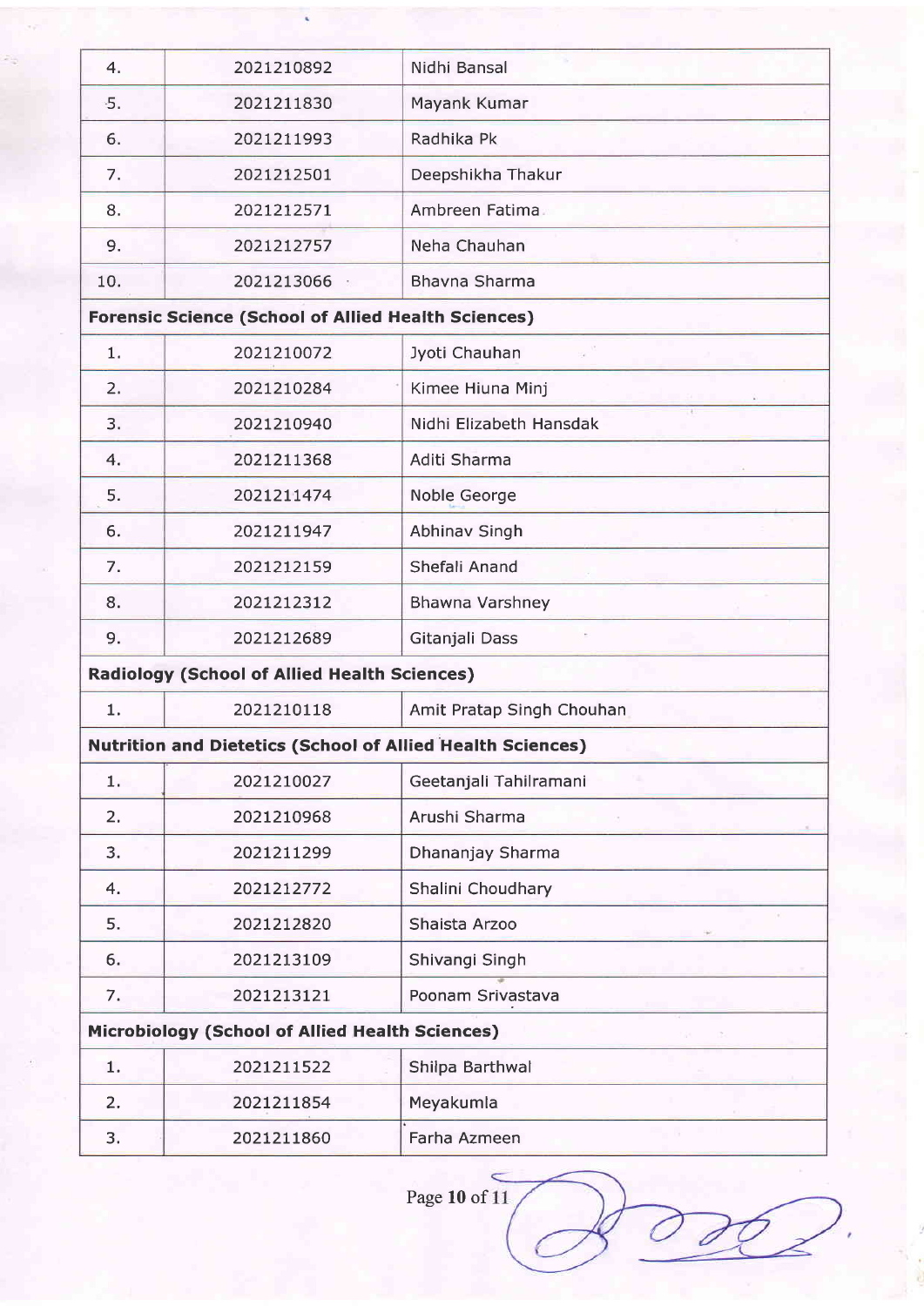| | | |
|---|---|---|
| 4. | 2021210892 | Nidhi Bansal |
| 5. | 2021211830 | Mayank Kumar |
| 6. | 2021211993 | Radhika Pk |
| 7. | 2021212501 | Deepshikha Thakur |
| 8. | 2021212571 | Ambreen Fatima |
| 9. | 2021212757 | Neha Chauhan |
| 10. | 2021213066 | Bhavna Sharma |
| **Forensic Science (School of Allied Health Sciences)** | | |
| 1. | 2021210072 | Jyoti Chauhan |
| 2. | 2021210284 | Kimee Hiuna Minj |
| 3. | 2021210940 | Nidhi Elizabeth Hansdak |
| 4. | 2021211368 | Aditi Sharma |
| 5. | 2021211474 | Noble George |
| 6. | 2021211947 | Abhinav Singh |
| 7. | 2021212159 | Shefali Anand |
| 8. | 2021212312 | Bhawna Varshney |
| 9. | 2021212689 | Gitanjali Dass |
| **Radiology (School of Allied Health Sciences)** | | |
| 1. | 2021210118 | Amit Pratap Singh Chouhan |
| **Nutrition and Dietetics (School of Allied Health Sciences)** | | |
| 1. | 2021210027 | Geetanjali Tahilramani |
| 2. | 2021210968 | Arushi Sharma |
| 3. | 2021211299 | Dhananjay Sharma |
| 4. | 2021212772 | Shalini Choudhary |
| 5. | 2021212820 | Shaista Arzoo |
| 6. | 2021213109 | Shivangi Singh |
| 7. | 2021213121 | Poonam Srivastava |
| **Microbiology (School of Allied Health Sciences)** | | |
| 1. | 2021211522 | Shilpa Barthwal |
| 2. | 2021211854 | Meyakumla |
| 3. | 2021211860 | Farha Azmeen |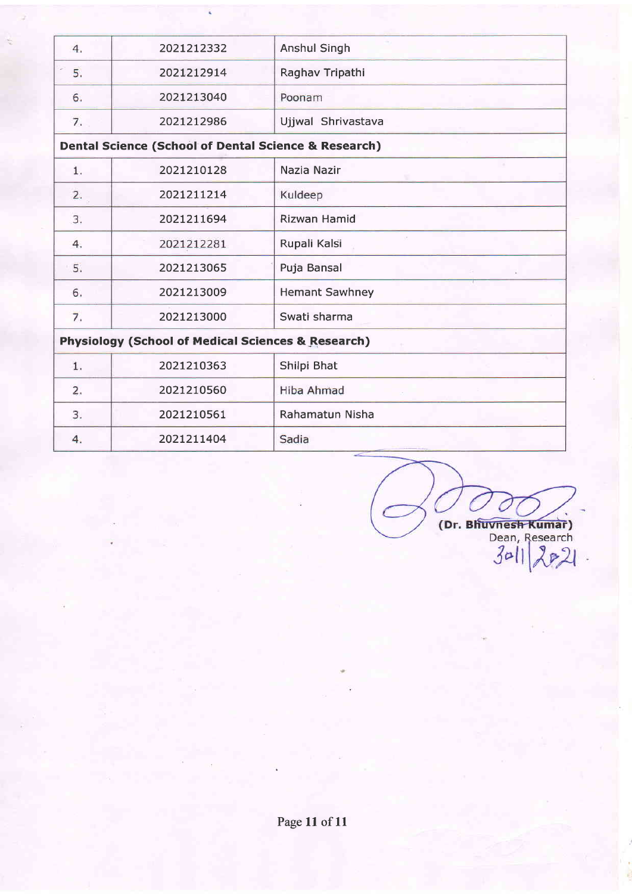| | | |
|---|---|---|
| 4. | 2021212332 | Anshul Singh |
| 5. | 2021212914 | Raghav Tripathi |
| 6. | 2021213040 | Poonam |
| 7. | 2021212986 | Ujjwal Shrivastava |
| **Dental Science (School of Dental Science & Research)** | | |
| 1. | 2021210128 | Nazia Nazir |
| 2. | 2021211214 | Kuldeep |
| 3. | 2021211694 | Rizwan Hamid |
| 4. | 2021212281 | Rupali Kalsi |
| 5. | 2021213065 | Puja Bansal |
| 6. | 2021213009 | Hemant Sawhney |
| 7. | 2021213000 | Swati sharma |
| **Physiology (School of Medical Sciences & Research)** | | |
| 1. | 2021210363 | Shilpi Bhat |
| 2. | 2021210560 | Hiba Ahmad |
| 3. | 2021210561 | Rahamatun Nisha |
| 4. | 2021211404 | Sadia |

**(Dr. Bhuvnesh Kumar)**
Dean, Research
30/11/2021